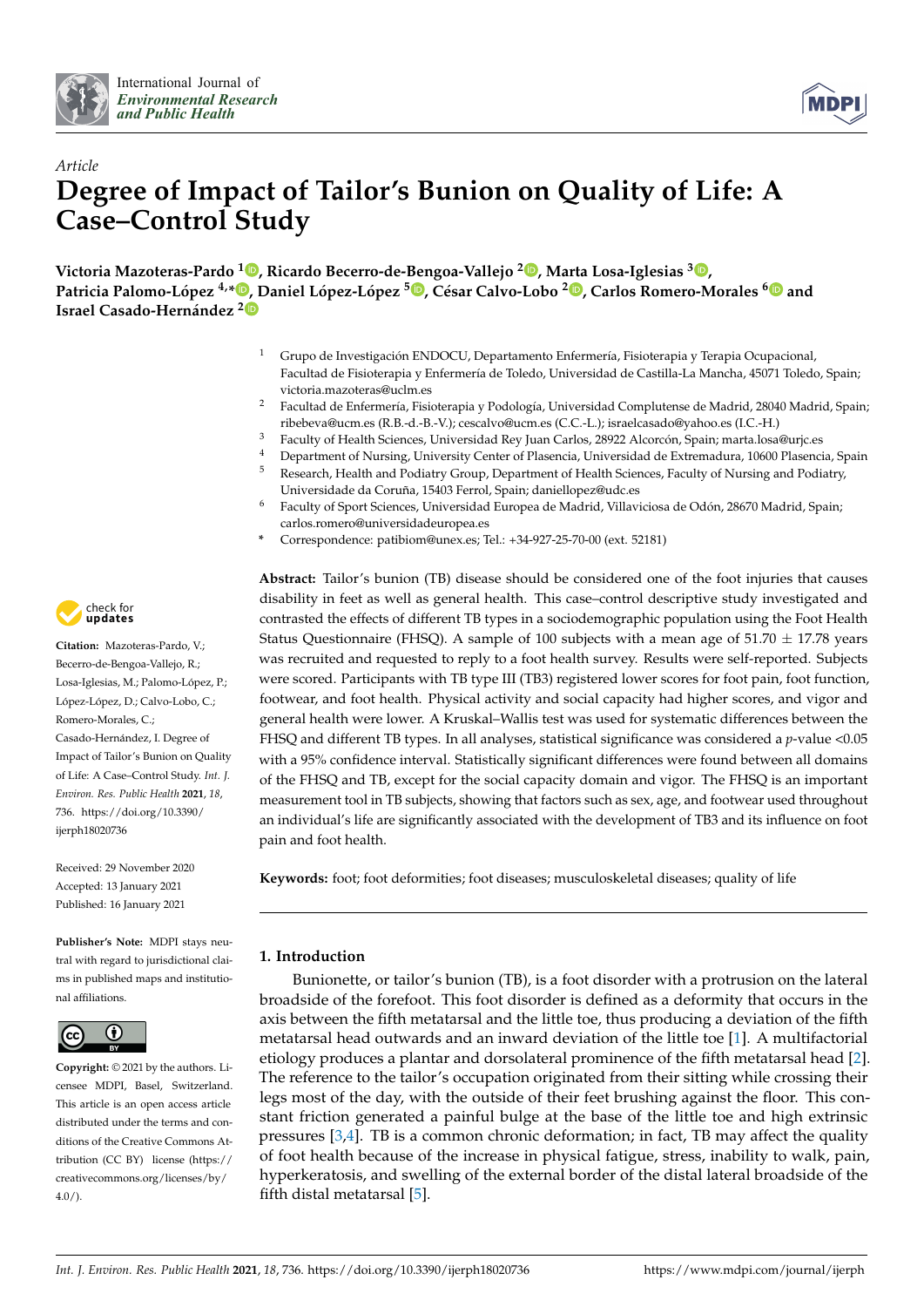*Article*

# Degree of Impact of Tailor's Bunion on Quality of Life: A Case–Control Study

**Victoria Mazoteras-Pardo [1], Ricardo Becerro-de-Bengoa-Vallejo [2], Marta Losa-Iglesias [3], Patricia Palomo-López [4,*], Daniel López-López [5], César Calvo-Lobo [2], Carlos Romero-Morales [6] and Israel Casado-Hernández [2]**

[1] Grupo de Investigación ENDOCU, Departamento Enfermería, Fisioterapia y Terapia Ocupacional, Facultad de Fisioterapia y Enfermería de Toledo, Universidad de Castilla-La Mancha, 45071 Toledo, Spain; victoria.mazoteras@uclm.es

[2] Facultad de Enfermería, Fisioterapia y Podología, Universidad Complutense de Madrid, 28040 Madrid, Spain; ribebeva@ucm.es (R.B.-d.-B.-V.); cescalvo@ucm.es (C.C.-L.); israelcasado@yahoo.es (I.C.-H.)

[3] Faculty of Health Sciences, Universidad Rey Juan Carlos, 28922 Alcorcón, Spain; marta.losa@urjc.es

[4] Department of Nursing, University Center of Plasencia, Universidad de Extremadura, 10600 Plasencia, Spain

[5] Research, Health and Podiatry Group, Department of Health Sciences, Faculty of Nursing and Podiatry, Universidade da Coruña, 15403 Ferrol, Spain; daniellopez@udc.es

[6] Faculty of Sport Sciences, Universidad Europea de Madrid, Villaviciosa de Odón, 28670 Madrid, Spain; carlos.romero@universidadeuropea.es

\* Correspondence: patibiom@unex.es; Tel.: +34-927-25-70-00 (ext. 52181)

**Citation:** Mazoteras-Pardo, V.; Becerro-de-Bengoa-Vallejo, R.; Losa-Iglesias, M.; Palomo-López, P.; López-López, D.; Calvo-Lobo, C.; Romero-Morales, C.; Casado-Hernández, I. Degree of Impact of Tailor's Bunion on Quality of Life: A Case–Control Study. *Int. J. Environ. Res. Public Health* **2021**, *18*, 736. https://doi.org/10.3390/ijerph18020736

Received: 29 November 2020
Accepted: 13 January 2021
Published: 16 January 2021

**Publisher's Note:** MDPI stays neutral with regard to jurisdictional claims in published maps and institutional affiliations.

**Copyright:** © 2021 by the authors. Licensee MDPI, Basel, Switzerland. This article is an open access article distributed under the terms and conditions of the Creative Commons Attribution (CC BY) license (https://creativecommons.org/licenses/by/4.0/).

**Abstract:** Tailor's bunion (TB) disease should be considered one of the foot injuries that causes disability in feet as well as general health. This case–control descriptive study investigated and contrasted the effects of different TB types in a sociodemographic population using the Foot Health Status Questionnaire (FHSQ). A sample of 100 subjects with a mean age of 51.70 ± 17.78 years was recruited and requested to reply to a foot health survey. Results were self-reported. Subjects were scored. Participants with TB type III (TB3) registered lower scores for foot pain, foot function, footwear, and foot health. Physical activity and social capacity had higher scores, and vigor and general health were lower. A Kruskal–Wallis test was used for systematic differences between the FHSQ and different TB types. In all analyses, statistical significance was considered a $p$-value <0.05 with a 95% confidence interval. Statistically significant differences were found between all domains of the FHSQ and TB, except for the social capacity domain and vigor. The FHSQ is an important measurement tool in TB subjects, showing that factors such as sex, age, and footwear used throughout an individual's life are significantly associated with the development of TB3 and its influence on foot pain and foot health.

**Keywords:** foot; foot deformities; foot diseases; musculoskeletal diseases; quality of life

## 1. Introduction

Bunionette, or tailor's bunion (TB), is a foot disorder with a protrusion on the lateral broadside of the forefoot. This foot disorder is defined as a deformity that occurs in the axis between the fifth metatarsal and the little toe, thus producing a deviation of the fifth metatarsal head outwards and an inward deviation of the little toe [1]. A multifactorial etiology produces a plantar and dorsolateral prominence of the fifth metatarsal head [2]. The reference to the tailor's occupation originated from their sitting while crossing their legs most of the day, with the outside of their feet brushing against the floor. This constant friction generated a painful bulge at the base of the little toe and high extrinsic pressures [3,4]. TB is a common chronic deformation; in fact, TB may affect the quality of foot health because of the increase in physical fatigue, stress, inability to walk, pain, hyperkeratosis, and swelling of the external border of the distal lateral broadside of the fifth distal metatarsal [5].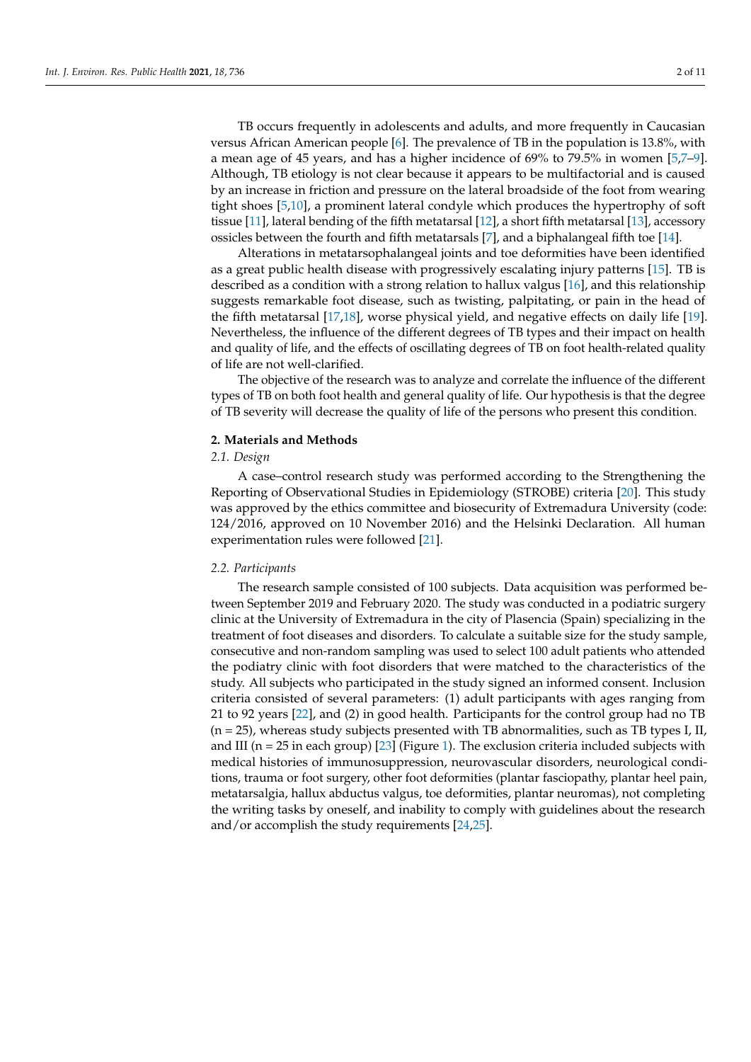TB occurs frequently in adolescents and adults, and more frequently in Caucasian versus African American people [6]. The prevalence of TB in the population is 13.8%, with a mean age of 45 years, and has a higher incidence of 69% to 79.5% in women [5,7–9]. Although, TB etiology is not clear because it appears to be multifactorial and is caused by an increase in friction and pressure on the lateral broadside of the foot from wearing tight shoes [5,10], a prominent lateral condyle which produces the hypertrophy of soft tissue [11], lateral bending of the fifth metatarsal [12], a short fifth metatarsal [13], accessory ossicles between the fourth and fifth metatarsals [7], and a biphalangeal fifth toe [14].

Alterations in metatarsophalangeal joints and toe deformities have been identified as a great public health disease with progressively escalating injury patterns [15]. TB is described as a condition with a strong relation to hallux valgus [16], and this relationship suggests remarkable foot disease, such as twisting, palpitating, or pain in the head of the fifth metatarsal [17,18], worse physical yield, and negative effects on daily life [19]. Nevertheless, the influence of the different degrees of TB types and their impact on health and quality of life, and the effects of oscillating degrees of TB on foot health-related quality of life are not well-clarified.

The objective of the research was to analyze and correlate the influence of the different types of TB on both foot health and general quality of life. Our hypothesis is that the degree of TB severity will decrease the quality of life of the persons who present this condition.

## 2. Materials and Methods

### *2.1. Design*

A case–control research study was performed according to the Strengthening the Reporting of Observational Studies in Epidemiology (STROBE) criteria [20]. This study was approved by the ethics committee and biosecurity of Extremadura University (code: 124/2016, approved on 10 November 2016) and the Helsinki Declaration. All human experimentation rules were followed [21].

### *2.2. Participants*

The research sample consisted of 100 subjects. Data acquisition was performed between September 2019 and February 2020. The study was conducted in a podiatric surgery clinic at the University of Extremadura in the city of Plasencia (Spain) specializing in the treatment of foot diseases and disorders. To calculate a suitable size for the study sample, consecutive and non-random sampling was used to select 100 adult patients who attended the podiatry clinic with foot disorders that were matched to the characteristics of the study. All subjects who participated in the study signed an informed consent. Inclusion criteria consisted of several parameters: (1) adult participants with ages ranging from 21 to 92 years [22], and (2) in good health. Participants for the control group had no TB (n = 25), whereas study subjects presented with TB abnormalities, such as TB types I, II, and III (n = 25 in each group) [23] (Figure 1). The exclusion criteria included subjects with medical histories of immunosuppression, neurovascular disorders, neurological conditions, trauma or foot surgery, other foot deformities (plantar fasciopathy, plantar heel pain, metatarsalgia, hallux abductus valgus, toe deformities, plantar neuromas), not completing the writing tasks by oneself, and inability to comply with guidelines about the research and/or accomplish the study requirements [24,25].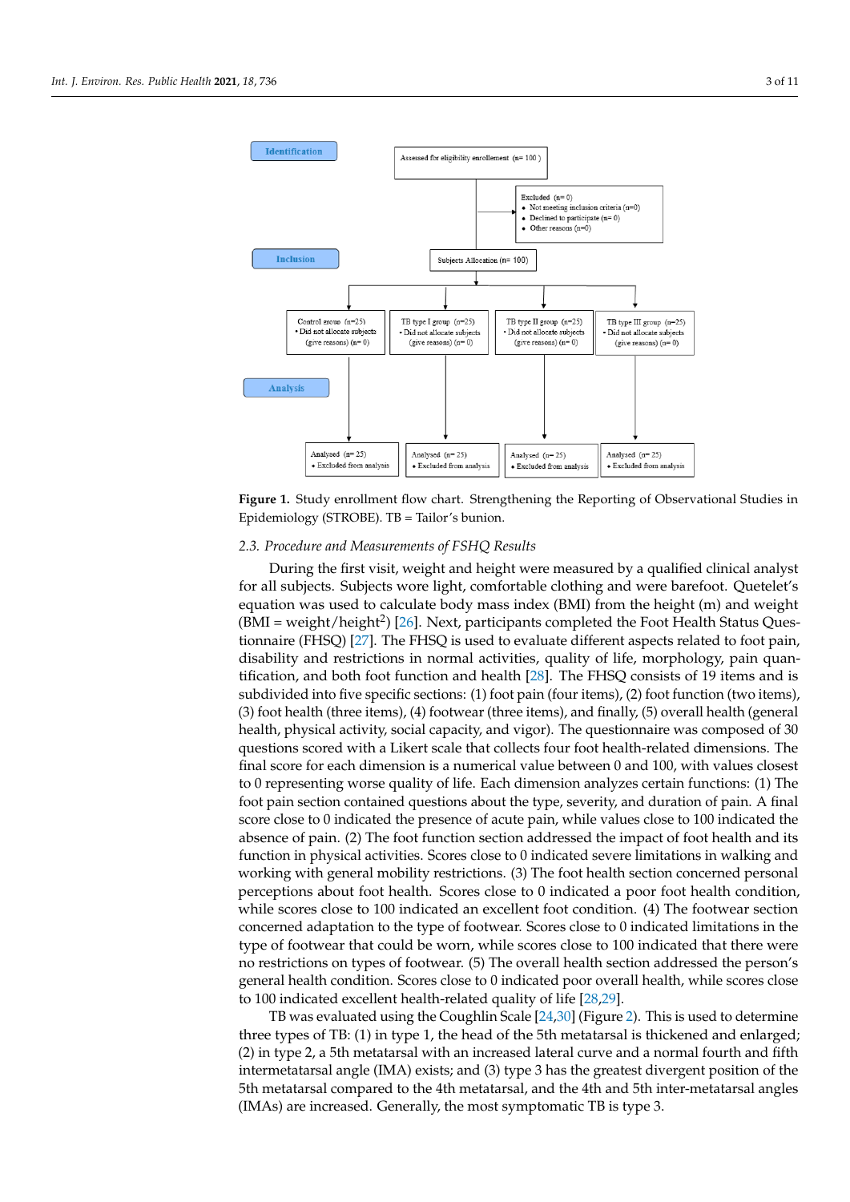**Figure 1.** Study enrollment flow chart. Strengthening the Reporting of Observational Studies in Epidemiology (STROBE). TB = Tailor's bunion.

### 2.3. Procedure and Measurements of FSHQ Results

During the first visit, weight and height were measured by a qualified clinical analyst for all subjects. Subjects wore light, comfortable clothing and were barefoot. Quetelet's equation was used to calculate body mass index (BMI) from the height (m) and weight (BMI = weight/height$^2$) [26]. Next, participants completed the Foot Health Status Questionnaire (FHSQ) [27]. The FHSQ is used to evaluate different aspects related to foot pain, disability and restrictions in normal activities, quality of life, morphology, pain quantification, and both foot function and health [28]. The FHSQ consists of 19 items and is subdivided into five specific sections: (1) foot pain (four items), (2) foot function (two items), (3) foot health (three items), (4) footwear (three items), and finally, (5) overall health (general health, physical activity, social capacity, and vigor). The questionnaire was composed of 30 questions scored with a Likert scale that collects four foot health-related dimensions. The final score for each dimension is a numerical value between 0 and 100, with values closest to 0 representing worse quality of life. Each dimension analyzes certain functions: (1) The foot pain section contained questions about the type, severity, and duration of pain. A final score close to 0 indicated the presence of acute pain, while values close to 100 indicated the absence of pain. (2) The foot function section addressed the impact of foot health and its function in physical activities. Scores close to 0 indicated severe limitations in walking and working with general mobility restrictions. (3) The foot health section concerned personal perceptions about foot health. Scores close to 0 indicated a poor foot health condition, while scores close to 100 indicated an excellent foot condition. (4) The footwear section concerned adaptation to the type of footwear. Scores close to 0 indicated limitations in the type of footwear that could be worn, while scores close to 100 indicated that there were no restrictions on types of footwear. (5) The overall health section addressed the person's general health condition. Scores close to 0 indicated poor overall health, while scores close to 100 indicated excellent health-related quality of life [28,29].

TB was evaluated using the Coughlin Scale [24,30] (Figure 2). This is used to determine three types of TB: (1) in type 1, the head of the 5th metatarsal is thickened and enlarged; (2) in type 2, a 5th metatarsal with an increased lateral curve and a normal fourth and fifth intermetatarsal angle (IMA) exists; and (3) type 3 has the greatest divergent position of the 5th metatarsal compared to the 4th metatarsal, and the 4th and 5th inter-metatarsal angles (IMAs) are increased. Generally, the most symptomatic TB is type 3.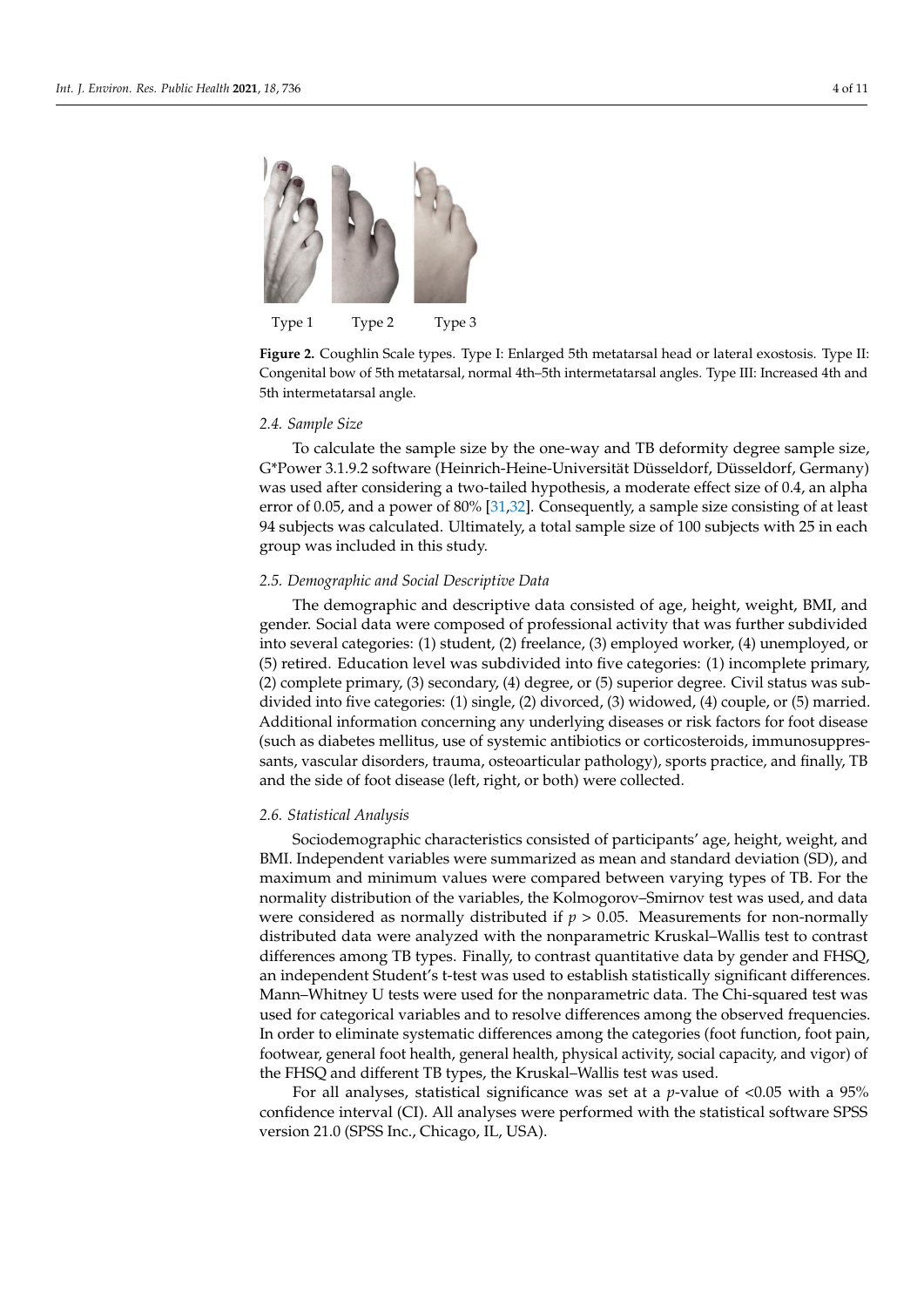Type 1 Type 2 Type 3

**Figure 2.** Coughlin Scale types. Type I: Enlarged 5th metatarsal head or lateral exostosis. Type II: Congenital bow of 5th metatarsal, normal 4th–5th intermetatarsal angles. Type III: Increased 4th and 5th intermetatarsal angle.

### *2.4. Sample Size*

To calculate the sample size by the one-way and TB deformity degree sample size, G*Power 3.1.9.2 software (Heinrich-Heine-Universität Düsseldorf, Düsseldorf, Germany) was used after considering a two-tailed hypothesis, a moderate effect size of 0.4, an alpha error of 0.05, and a power of 80% [31,32]. Consequently, a sample size consisting of at least 94 subjects was calculated. Ultimately, a total sample size of 100 subjects with 25 in each group was included in this study.

### *2.5. Demographic and Social Descriptive Data*

The demographic and descriptive data consisted of age, height, weight, BMI, and gender. Social data were composed of professional activity that was further subdivided into several categories: (1) student, (2) freelance, (3) employed worker, (4) unemployed, or (5) retired. Education level was subdivided into five categories: (1) incomplete primary, (2) complete primary, (3) secondary, (4) degree, or (5) superior degree. Civil status was subdivided into five categories: (1) single, (2) divorced, (3) widowed, (4) couple, or (5) married. Additional information concerning any underlying diseases or risk factors for foot disease (such as diabetes mellitus, use of systemic antibiotics or corticosteroids, immunosuppressants, vascular disorders, trauma, osteoarticular pathology), sports practice, and finally, TB and the side of foot disease (left, right, or both) were collected.

### *2.6. Statistical Analysis*

Sociodemographic characteristics consisted of participants' age, height, weight, and BMI. Independent variables were summarized as mean and standard deviation (SD), and maximum and minimum values were compared between varying types of TB. For the normality distribution of the variables, the Kolmogorov–Smirnov test was used, and data were considered as normally distributed if $p > 0.05$. Measurements for non-normally distributed data were analyzed with the nonparametric Kruskal–Wallis test to contrast differences among TB types. Finally, to contrast quantitative data by gender and FHSQ, an independent Student's t-test was used to establish statistically significant differences. Mann–Whitney U tests were used for the nonparametric data. The Chi-squared test was used for categorical variables and to resolve differences among the observed frequencies. In order to eliminate systematic differences among the categories (foot function, foot pain, footwear, general foot health, general health, physical activity, social capacity, and vigor) of the FHSQ and different TB types, the Kruskal–Wallis test was used.

For all analyses, statistical significance was set at a $p$-value of <0.05 with a 95% confidence interval (CI). All analyses were performed with the statistical software SPSS version 21.0 (SPSS Inc., Chicago, IL, USA).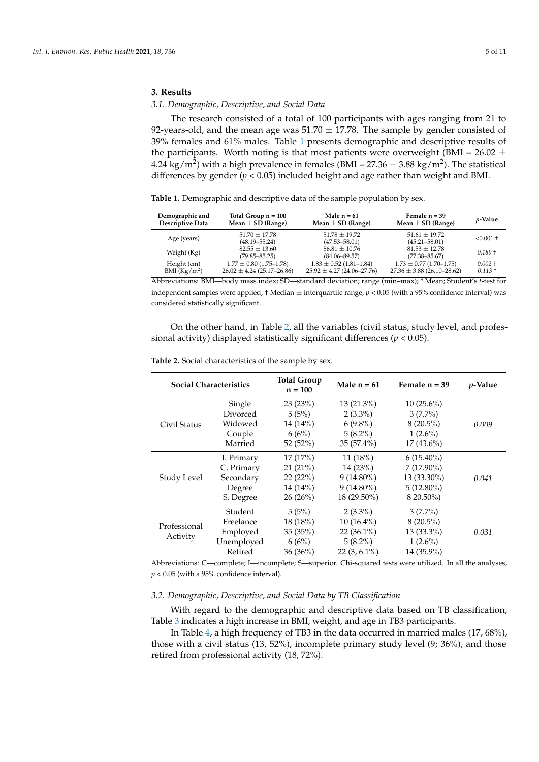## 3. Results

### 3.1. Demographic, Descriptive, and Social Data

The research consisted of a total of 100 participants with ages ranging from 21 to 92-years-old, and the mean age was $51.70 \pm 17.78$. The sample by gender consisted of 39% females and 61% males. Table 1 presents demographic and descriptive results of the participants. Worth noting is that most patients were overweight (BMI = $26.02 \pm 4.24$ kg/m$^2$) with a high prevalence in females (BMI = $27.36 \pm 3.88$ kg/m$^2$). The statistical differences by gender ($p < 0.05$) included height and age rather than weight and BMI.

**Table 1.** Demographic and descriptive data of the sample population by sex.

| Demographic and Descriptive Data | Total Group n = 100 Mean ± SD (Range) | Male n = 61 Mean ± SD (Range) | Female n = 39 Mean ± SD (Range) | *p*-Value |
|---|---|---|---|---|
| Age (years) | 51.70 ± 17.78 (48.19–55.24) | 51.78 ± 19.72 (47.53–58.01) | 51.61 ± 19.72 (45.21–58.01) | <0.001 † |
| Weight (Kg) | 82.55 ± 13.60 (79.85–85.25) | 86.81 ± 10.76 (84.06–89.57) | 81.53 ± 12.78 (77.38–85.67) | 0.189 † |
| Height (cm) | 1.77 ± 0.80 (1.75–1.78) | 1.83 ± 0.52 (1.81–1.84) | 1.73 ± 0.77 (1.70–1.75) | 0.002 † |
| BMI (Kg/m$^2$) | 26.02 ± 4.24 (25.17–26.86) | 25.92 ± 4.27 (24.06–27.76) | 27.36 ± 3.88 (26.10–28.62) | 0.113 * |

Abbreviations: BMI—body mass index; SD—standard deviation; range (min–max); * Mean; Student's *t*-test for independent samples were applied; † Median ± interquartile range, $p < 0.05$ (with a 95% confidence interval) was considered statistically significant.

On the other hand, in Table 2, all the variables (civil status, study level, and professional activity) displayed statistically significant differences ($p < 0.05$).

**Table 2.** Social characteristics of the sample by sex.

| Social Characteristics | | Total Group n = 100 | Male n = 61 | Female n = 39 | *p*-Value |
|---|---|---|---|---|---|
| Civil Status | Single | 23 (23%) | 13 (21.3%) | 10 (25.6%) | 0.009 |
| | Divorced | 5 (5%) | 2 (3.3%) | 3 (7.7%) | |
| | Widowed | 14 (14%) | 6 (9.8%) | 8 (20.5%) | |
| | Couple | 6 (6%) | 5 (8.2%) | 1 (2.6%) | |
| | Married | 52 (52%) | 35 (57.4%) | 17 (43.6%) | |
| Study Level | I. Primary | 17 (17%) | 11 (18%) | 6 (15.40%) | 0.041 |
| | C. Primary | 21 (21%) | 14 (23%) | 7 (17.90%) | |
| | Secondary | 22 (22%) | 9 (14.80%) | 13 (33.30%) | |
| | Degree | 14 (14%) | 9 (14.80%) | 5 (12.80%) | |
| | S. Degree | 26 (26%) | 18 (29.50%) | 8 20.50%) | |
| Professional Activity | Student | 5 (5%) | 2 (3.3%) | 3 (7.7%) | 0.031 |
| | Freelance | 18 (18%) | 10 (16.4%) | 8 (20.5%) | |
| | Employed | 35 (35%) | 22 (36.1%) | 13 (33.3%) | |
| | Unemployed | 6 (6%) | 5 (8.2%) | 1 (2.6%) | |
| | Retired | 36 (36%) | 22 (3, 6.1%) | 14 (35.9%) | |

Abbreviations: C—complete; I—incomplete; S—superior. Chi-squared tests were utilized. In all the analyses, $p < 0.05$ (with a 95% confidence interval).

### 3.2. Demographic, Descriptive, and Social Data by TB Classification

With regard to the demographic and descriptive data based on TB classification, Table 3 indicates a high increase in BMI, weight, and age in TB3 participants.

In Table 4, a high frequency of TB3 in the data occurred in married males (17, 68%), those with a civil status (13, 52%), incomplete primary study level (9; 36%), and those retired from professional activity (18, 72%).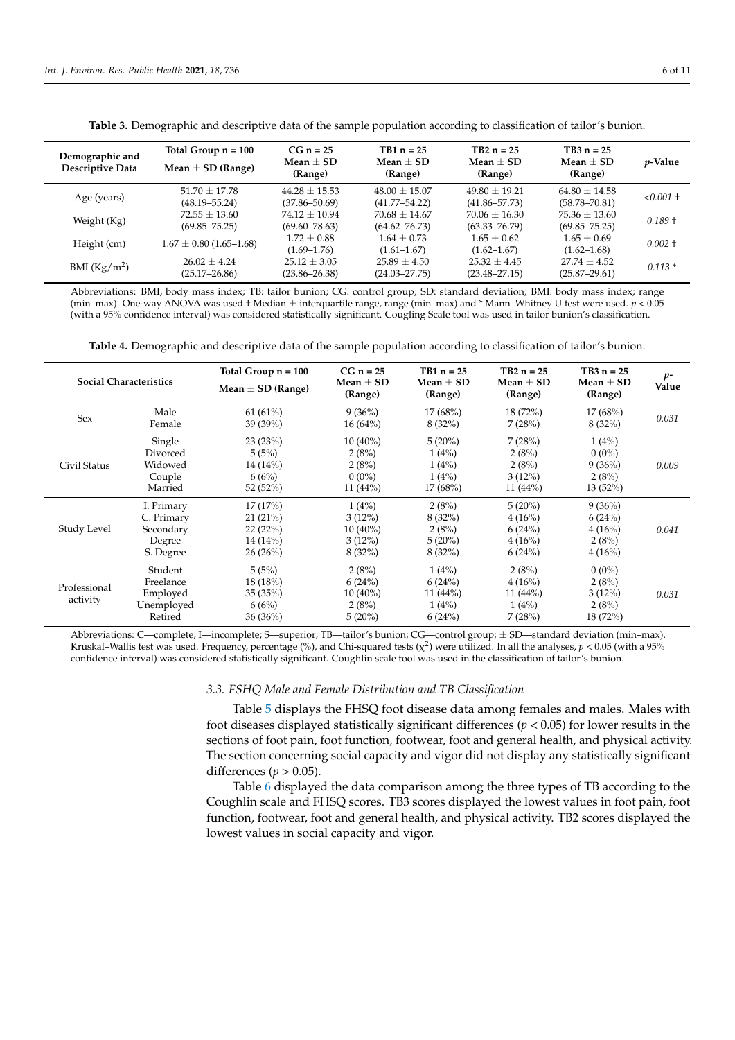**Table 3.** Demographic and descriptive data of the sample population according to classification of tailor's bunion.

| Demographic and Descriptive Data | Total Group n = 100 Mean ± SD (Range) | CG n = 25 Mean ± SD (Range) | TB1 n = 25 Mean ± SD (Range) | TB2 n = 25 Mean ± SD (Range) | TB3 n = 25 Mean ± SD (Range) | *p*-Value |
|---|---|---|---|---|---|---|
| Age (years) | 51.70 ± 17.78 (48.19–55.24) | 44.28 ± 15.53 (37.86–50.69) | 48.00 ± 15.07 (41.77–54.22) | 49.80 ± 19.21 (41.86–57.73) | 64.80 ± 14.58 (58.78–70.81) | *<0.001 †* |
| Weight (Kg) | 72.55 ± 13.60 (69.85–75.25) | 74.12 ± 10.94 (69.60–78.63) | 70.68 ± 14.67 (64.62–76.73) | 70.06 ± 16.30 (63.33–76.79) | 75.36 ± 13.60 (69.85–75.25) | *0.189 †* |
| Height (cm) | 1.67 ± 0.80 (1.65–1.68) | 1.72 ± 0.88 (1.69–1.76) | 1.64 ± 0.73 (1.61–1.67) | 1.65 ± 0.62 (1.62–1.67) | 1.65 ± 0.69 (1.62–1.68) | *0.002 †* |
| BMI (Kg/m$^2$) | 26.02 ± 4.24 (25.17–26.86) | 25.12 ± 3.05 (23.86–26.38) | 25.89 ± 4.50 (24.03–27.75) | 25.32 ± 4.45 (23.48–27.15) | 27.74 ± 4.52 (25.87–29.61) | *0.113 \** |

Abbreviations: BMI, body mass index; TB: tailor bunion; CG: control group; SD: standard deviation; BMI: body mass index; range (min–max). One-way ANOVA was used † Median ± interquartile range, range (min–max) and * Mann–Whitney U test were used. $p < 0.05$ (with a 95% confidence interval) was considered statistically significant. Cougling Scale tool was used in tailor bunion's classification.

**Table 4.** Demographic and descriptive data of the sample population according to classification of tailor's bunion.

| Social Characteristics | | Total Group n = 100 Mean ± SD (Range) | CG n = 25 Mean ± SD (Range) | TB1 n = 25 Mean ± SD (Range) | TB2 n = 25 Mean ± SD (Range) | TB3 n = 25 Mean ± SD (Range) | *p*-Value |
|---|---|---|---|---|---|---|---|
| Sex | Male | 61 (61%) | 9 (36%) | 17 (68%) | 18 (72%) | 17 (68%) | *0.031* |
| | Female | 39 (39%) | 16 (64%) | 8 (32%) | 7 (28%) | 8 (32%) | |
| Civil Status | Single | 23 (23%) | 10 (40%) | 5 (20%) | 7 (28%) | 1 (4%) | *0.009* |
| | Divorced | 5 (5%) | 2 (8%) | 1 (4%) | 2 (8%) | 0 (0%) | |
| | Widowed | 14 (14%) | 2 (8%) | 1 (4%) | 2 (8%) | 9 (36%) | |
| | Couple | 6 (6%) | 0 (0%) | 1 (4%) | 3 (12%) | 2 (8%) | |
| | Married | 52 (52%) | 11 (44%) | 17 (68%) | 11 (44%) | 13 (52%) | |
| Study Level | I. Primary | 17 (17%) | 1 (4%) | 2 (8%) | 5 (20%) | 9 (36%) | *0.041* |
| | C. Primary | 21 (21%) | 3 (12%) | 8 (32%) | 4 (16%) | 6 (24%) | |
| | Secondary | 22 (22%) | 10 (40%) | 2 (8%) | 6 (24%) | 4 (16%) | |
| | Degree | 14 (14%) | 3 (12%) | 5 (20%) | 4 (16%) | 2 (8%) | |
| | S. Degree | 26 (26%) | 8 (32%) | 8 (32%) | 6 (24%) | 4 (16%) | |
| Professional activity | Student | 5 (5%) | 2 (8%) | 1 (4%) | 2 (8%) | 0 (0%) | *0.031* |
| | Freelance | 18 (18%) | 6 (24%) | 6 (24%) | 4 (16%) | 2 (8%) | |
| | Employed | 35 (35%) | 10 (40%) | 11 (44%) | 11 (44%) | 3 (12%) | |
| | Unemployed | 6 (6%) | 2 (8%) | 1 (4%) | 1 (4%) | 2 (8%) | |
| | Retired | 36 (36%) | 5 (20%) | 6 (24%) | 7 (28%) | 18 (72%) | |

Abbreviations: C—complete; I—incomplete; S—superior; TB—tailor's bunion; CG—control group; ± SD—standard deviation (min–max). Kruskal–Wallis test was used. Frequency, percentage (%), and Chi-squared tests ($\chi^2$) were utilized. In all the analyses, $p < 0.05$ (with a 95% confidence interval) was considered statistically significant. Coughlin scale tool was used in the classification of tailor's bunion.

### 3.3. FSHQ Male and Female Distribution and TB Classification

Table 5 displays the FHSQ foot disease data among females and males. Males with foot diseases displayed statistically significant differences ($p < 0.05$) for lower results in the sections of foot pain, foot function, footwear, foot and general health, and physical activity. The section concerning social capacity and vigor did not display any statistically significant differences ($p > 0.05$).

Table 6 displayed the data comparison among the three types of TB according to the Coughlin scale and FHSQ scores. TB3 scores displayed the lowest values in foot pain, foot function, footwear, foot and general health, and physical activity. TB2 scores displayed the lowest values in social capacity and vigor.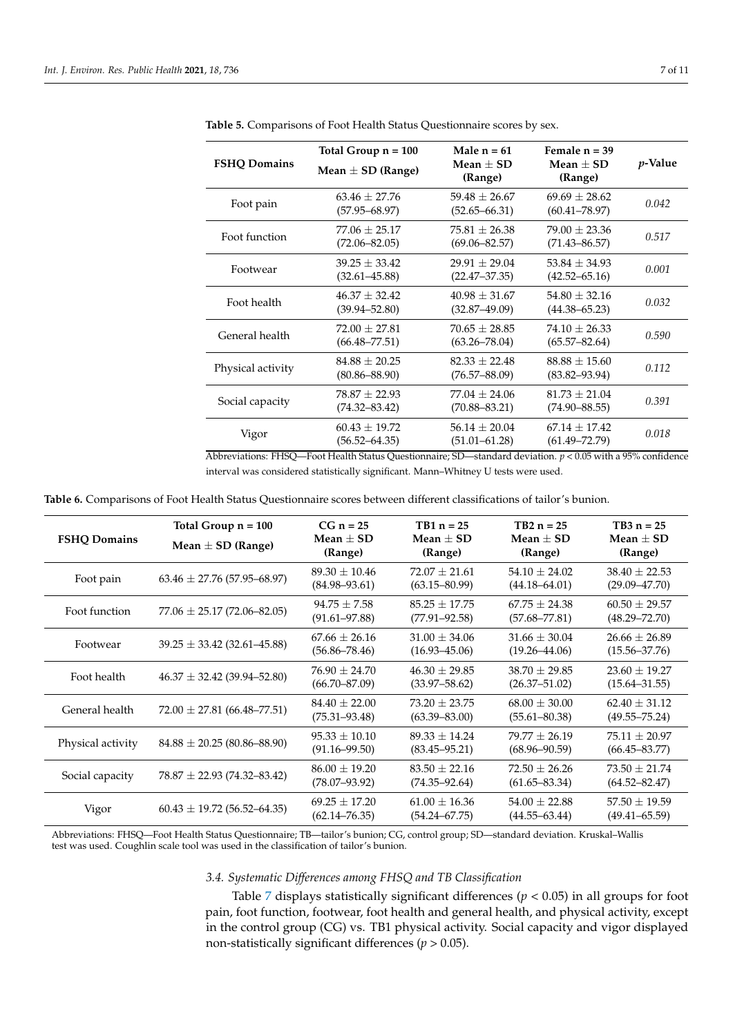**Table 5.** Comparisons of Foot Health Status Questionnaire scores by sex.

| FSHQ Domains | Total Group n = 100 Mean ± SD (Range) | Male n = 61 Mean ± SD (Range) | Female n = 39 Mean ± SD (Range) | *p*-Value |
|---|---|---|---|---|
| Foot pain | 63.46 ± 27.76 (57.95–68.97) | 59.48 ± 26.67 (52.65–66.31) | 69.69 ± 28.62 (60.41–78.97) | *0.042* |
| Foot function | 77.06 ± 25.17 (72.06–82.05) | 75.81 ± 26.38 (69.06–82.57) | 79.00 ± 23.36 (71.43–86.57) | *0.517* |
| Footwear | 39.25 ± 33.42 (32.61–45.88) | 29.91 ± 29.04 (22.47–37.35) | 53.84 ± 34.93 (42.52–65.16) | *0.001* |
| Foot health | 46.37 ± 32.42 (39.94–52.80) | 40.98 ± 31.67 (32.87–49.09) | 54.80 ± 32.16 (44.38–65.23) | *0.032* |
| General health | 72.00 ± 27.81 (66.48–77.51) | 70.65 ± 28.85 (63.26–78.04) | 74.10 ± 26.33 (65.57–82.64) | *0.590* |
| Physical activity | 84.88 ± 20.25 (80.86–88.90) | 82.33 ± 22.48 (76.57–88.09) | 88.88 ± 15.60 (83.82–93.94) | *0.112* |
| Social capacity | 78.87 ± 22.93 (74.32–83.42) | 77.04 ± 24.06 (70.88–83.21) | 81.73 ± 21.04 (74.90–88.55) | *0.391* |
| Vigor | 60.43 ± 19.72 (56.52–64.35) | 56.14 ± 20.04 (51.01–61.28) | 67.14 ± 17.42 (61.49–72.79) | *0.018* |

Abbreviations: FHSQ—Foot Health Status Questionnaire; SD—standard deviation. $p < 0.05$ with a 95% confidence interval was considered statistically significant. Mann–Whitney U tests were used.

**Table 6.** Comparisons of Foot Health Status Questionnaire scores between different classifications of tailor's bunion.

| FSHQ Domains | Total Group n = 100 Mean ± SD (Range) | CG n = 25 Mean ± SD (Range) | TB1 n = 25 Mean ± SD (Range) | TB2 n = 25 Mean ± SD (Range) | TB3 n = 25 Mean ± SD (Range) |
|---|---|---|---|---|---|
| Foot pain | 63.46 ± 27.76 (57.95–68.97) | 89.30 ± 10.46 (84.98–93.61) | 72.07 ± 21.61 (63.15–80.99) | 54.10 ± 24.02 (44.18–64.01) | 38.40 ± 22.53 (29.09–47.70) |
| Foot function | 77.06 ± 25.17 (72.06–82.05) | 94.75 ± 7.58 (91.61–97.88) | 85.25 ± 17.75 (77.91–92.58) | 67.75 ± 24.38 (57.68–77.81) | 60.50 ± 29.57 (48.29–72.70) |
| Footwear | 39.25 ± 33.42 (32.61–45.88) | 67.66 ± 26.16 (56.86–78.46) | 31.00 ± 34.06 (16.93–45.06) | 31.66 ± 30.04 (19.26–44.06) | 26.66 ± 26.89 (15.56–37.76) |
| Foot health | 46.37 ± 32.42 (39.94–52.80) | 76.90 ± 24.70 (66.70–87.09) | 46.30 ± 29.85 (33.97–58.62) | 38.70 ± 29.85 (26.37–51.02) | 23.60 ± 19.27 (15.64–31.55) |
| General health | 72.00 ± 27.81 (66.48–77.51) | 84.40 ± 22.00 (75.31–93.48) | 73.20 ± 23.75 (63.39–83.00) | 68.00 ± 30.00 (55.61–80.38) | 62.40 ± 31.12 (49.55–75.24) |
| Physical activity | 84.88 ± 20.25 (80.86–88.90) | 95.33 ± 10.10 (91.16–99.50) | 89.33 ± 14.24 (83.45–95.21) | 79.77 ± 26.19 (68.96–90.59) | 75.11 ± 20.97 (66.45–83.77) |
| Social capacity | 78.87 ± 22.93 (74.32–83.42) | 86.00 ± 19.20 (78.07–93.92) | 83.50 ± 22.16 (74.35–92.64) | 72.50 ± 26.26 (61.65–83.34) | 73.50 ± 21.74 (64.52–82.47) |
| Vigor | 60.43 ± 19.72 (56.52–64.35) | 69.25 ± 17.20 (62.14–76.35) | 61.00 ± 16.36 (54.24–67.75) | 54.00 ± 22.88 (44.55–63.44) | 57.50 ± 19.59 (49.41–65.59) |

Abbreviations: FHSQ—Foot Health Status Questionnaire; TB—tailor's bunion; CG, control group; SD—standard deviation. Kruskal–Wallis test was used. Coughlin scale tool was used in the classification of tailor's bunion.

### *3.4. Systematic Differences among FHSQ and TB Classification*

Table 7 displays statistically significant differences ($p < 0.05$) in all groups for foot pain, foot function, footwear, foot health and general health, and physical activity, except in the control group (CG) vs. TB1 physical activity. Social capacity and vigor displayed non-statistically significant differences ($p > 0.05$).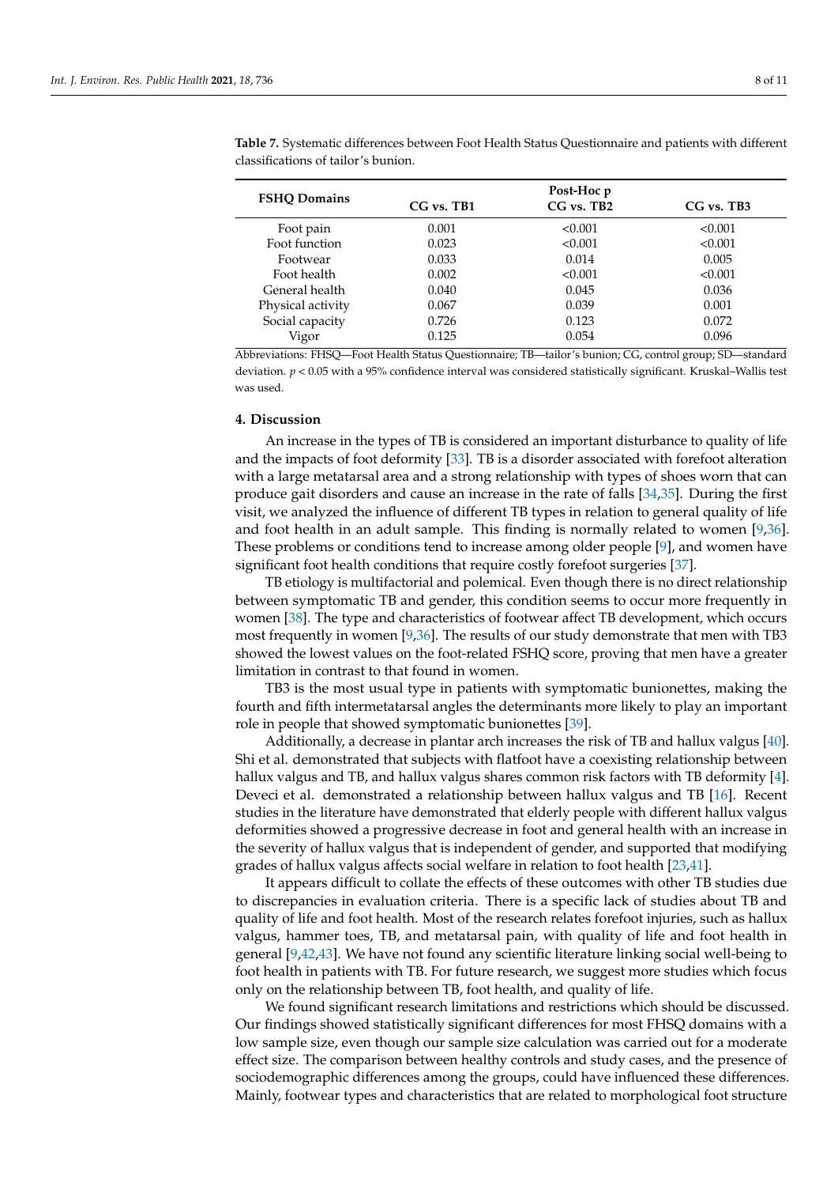**Table 7.** Systematic differences between Foot Health Status Questionnaire and patients with different classifications of tailor's bunion.

| FSHQ Domains | Post-Hoc p CG vs. TB1 | CG vs. TB2 | CG vs. TB3 |
|---|---|---|---|
| Foot pain | 0.001 | <0.001 | <0.001 |
| Foot function | 0.023 | <0.001 | <0.001 |
| Footwear | 0.033 | 0.014 | 0.005 |
| Foot health | 0.002 | <0.001 | <0.001 |
| General health | 0.040 | 0.045 | 0.036 |
| Physical activity | 0.067 | 0.039 | 0.001 |
| Social capacity | 0.726 | 0.123 | 0.072 |
| Vigor | 0.125 | 0.054 | 0.096 |

Abbreviations: FHSQ—Foot Health Status Questionnaire; TB—tailor's bunion; CG, control group; SD—standard deviation. $p < 0.05$ with a 95% confidence interval was considered statistically significant. Kruskal–Wallis test was used.

## 4. Discussion

An increase in the types of TB is considered an important disturbance to quality of life and the impacts of foot deformity [33]. TB is a disorder associated with forefoot alteration with a large metatarsal area and a strong relationship with types of shoes worn that can produce gait disorders and cause an increase in the rate of falls [34,35]. During the first visit, we analyzed the influence of different TB types in relation to general quality of life and foot health in an adult sample. This finding is normally related to women [9,36]. These problems or conditions tend to increase among older people [9], and women have significant foot health conditions that require costly forefoot surgeries [37].

TB etiology is multifactorial and polemical. Even though there is no direct relationship between symptomatic TB and gender, this condition seems to occur more frequently in women [38]. The type and characteristics of footwear affect TB development, which occurs most frequently in women [9,36]. The results of our study demonstrate that men with TB3 showed the lowest values on the foot-related FSHQ score, proving that men have a greater limitation in contrast to that found in women.

TB3 is the most usual type in patients with symptomatic bunionettes, making the fourth and fifth intermetatarsal angles the determinants more likely to play an important role in people that showed symptomatic bunionettes [39].

Additionally, a decrease in plantar arch increases the risk of TB and hallux valgus [40]. Shi et al. demonstrated that subjects with flatfoot have a coexisting relationship between hallux valgus and TB, and hallux valgus shares common risk factors with TB deformity [4]. Deveci et al. demonstrated a relationship between hallux valgus and TB [16]. Recent studies in the literature have demonstrated that elderly people with different hallux valgus deformities showed a progressive decrease in foot and general health with an increase in the severity of hallux valgus that is independent of gender, and supported that modifying grades of hallux valgus affects social welfare in relation to foot health [23,41].

It appears difficult to collate the effects of these outcomes with other TB studies due to discrepancies in evaluation criteria. There is a specific lack of studies about TB and quality of life and foot health. Most of the research relates forefoot injuries, such as hallux valgus, hammer toes, TB, and metatarsal pain, with quality of life and foot health in general [9,42,43]. We have not found any scientific literature linking social well-being to foot health in patients with TB. For future research, we suggest more studies which focus only on the relationship between TB, foot health, and quality of life.

We found significant research limitations and restrictions which should be discussed. Our findings showed statistically significant differences for most FHSQ domains with a low sample size, even though our sample size calculation was carried out for a moderate effect size. The comparison between healthy controls and study cases, and the presence of sociodemographic differences among the groups, could have influenced these differences. Mainly, footwear types and characteristics that are related to morphological foot structure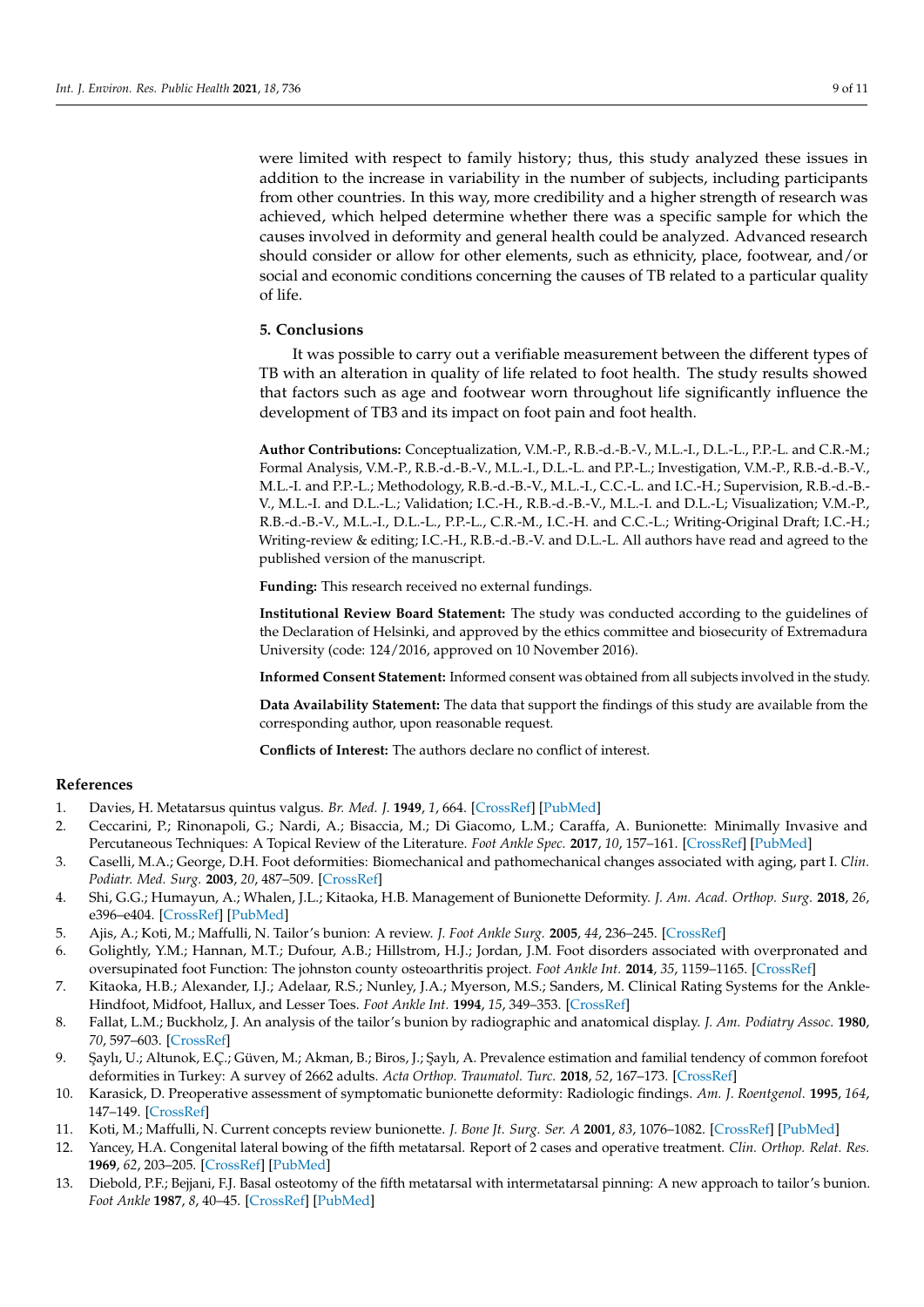were limited with respect to family history; thus, this study analyzed these issues in addition to the increase in variability in the number of subjects, including participants from other countries. In this way, more credibility and a higher strength of research was achieved, which helped determine whether there was a specific sample for which the causes involved in deformity and general health could be analyzed. Advanced research should consider or allow for other elements, such as ethnicity, place, footwear, and/or social and economic conditions concerning the causes of TB related to a particular quality of life.

## 5. Conclusions

It was possible to carry out a verifiable measurement between the different types of TB with an alteration in quality of life related to foot health. The study results showed that factors such as age and footwear worn throughout life significantly influence the development of TB3 and its impact on foot pain and foot health.

**Author Contributions:** Conceptualization, V.M.-P., R.B.-d.-B.-V., M.L.-I., D.L.-L., P.P.-L. and C.R.-M.; Formal Analysis, V.M.-P., R.B.-d.-B.-V., M.L.-I., D.L.-L. and P.P.-L.; Investigation, V.M.-P., R.B.-d.-B.-V., M.L.-I. and P.P.-L.; Methodology, R.B.-d.-B.-V., M.L.-I., C.C.-L. and I.C.-H.; Supervision, R.B.-d.-B.-V., M.L.-I. and D.L.-L.; Validation; I.C.-H., R.B.-d.-B.-V., M.L.-I. and D.L.-L; Visualization; V.M.-P., R.B.-d.-B.-V., M.L.-I., D.L.-L., P.P.-L., C.R.-M., I.C.-H. and C.C.-L.; Writing-Original Draft; I.C.-H.; Writing-review & editing; I.C.-H., R.B.-d.-B.-V. and D.L.-L. All authors have read and agreed to the published version of the manuscript.

**Funding:** This research received no external fundings.

**Institutional Review Board Statement:** The study was conducted according to the guidelines of the Declaration of Helsinki, and approved by the ethics committee and biosecurity of Extremadura University (code: 124/2016, approved on 10 November 2016).

**Informed Consent Statement:** Informed consent was obtained from all subjects involved in the study.

**Data Availability Statement:** The data that support the findings of this study are available from the corresponding author, upon reasonable request.

**Conflicts of Interest:** The authors declare no conflict of interest.

## References

1. Davies, H. Metatarsus quintus valgus. *Br. Med. J.* **1949**, *1*, 664. [CrossRef] [PubMed]
2. Ceccarini, P.; Rinonapoli, G.; Nardi, A.; Bisaccia, M.; Di Giacomo, L.M.; Caraffa, A. Bunionette: Minimally Invasive and Percutaneous Techniques: A Topical Review of the Literature. *Foot Ankle Spec.* **2017**, *10*, 157–161. [CrossRef] [PubMed]
3. Caselli, M.A.; George, D.H. Foot deformities: Biomechanical and pathomechanical changes associated with aging, part I. *Clin. Podiatr. Med. Surg.* **2003**, *20*, 487–509. [CrossRef]
4. Shi, G.G.; Humayun, A.; Whalen, J.L.; Kitaoka, H.B. Management of Bunionette Deformity. *J. Am. Acad. Orthop. Surg.* **2018**, *26*, e396–e404. [CrossRef] [PubMed]
5. Ajis, A.; Koti, M.; Maffulli, N. Tailor's bunion: A review. *J. Foot Ankle Surg.* **2005**, *44*, 236–245. [CrossRef]
6. Golightly, Y.M.; Hannan, M.T.; Dufour, A.B.; Hillstrom, H.J.; Jordan, J.M. Foot disorders associated with overpronated and oversupinated foot Function: The johnston county osteoarthritis project. *Foot Ankle Int.* **2014**, *35*, 1159–1165. [CrossRef]
7. Kitaoka, H.B.; Alexander, I.J.; Adelaar, R.S.; Nunley, J.A.; Myerson, M.S.; Sanders, M. Clinical Rating Systems for the Ankle-Hindfoot, Midfoot, Hallux, and Lesser Toes. *Foot Ankle Int.* **1994**, *15*, 349–353. [CrossRef]
8. Fallat, L.M.; Buckholz, J. An analysis of the tailor's bunion by radiographic and anatomical display. *J. Am. Podiatry Assoc.* **1980**, *70*, 597–603. [CrossRef]
9. Şaylı, U.; Altunok, E.Ç.; Güven, M.; Akman, B.; Biros, J.; Şaylı, A. Prevalence estimation and familial tendency of common forefoot deformities in Turkey: A survey of 2662 adults. *Acta Orthop. Traumatol. Turc.* **2018**, *52*, 167–173. [CrossRef]
10. Karasick, D. Preoperative assessment of symptomatic bunionette deformity: Radiologic findings. *Am. J. Roentgenol.* **1995**, *164*, 147–149. [CrossRef]
11. Koti, M.; Maffulli, N. Current concepts review bunionette. *J. Bone Jt. Surg. Ser. A* **2001**, *83*, 1076–1082. [CrossRef] [PubMed]
12. Yancey, H.A. Congenital lateral bowing of the fifth metatarsal. Report of 2 cases and operative treatment. *Clin. Orthop. Relat. Res.* **1969**, *62*, 203–205. [CrossRef] [PubMed]
13. Diebold, P.F.; Bejjani, F.J. Basal osteotomy of the fifth metatarsal with intermetatarsal pinning: A new approach to tailor's bunion. *Foot Ankle* **1987**, *8*, 40–45. [CrossRef] [PubMed]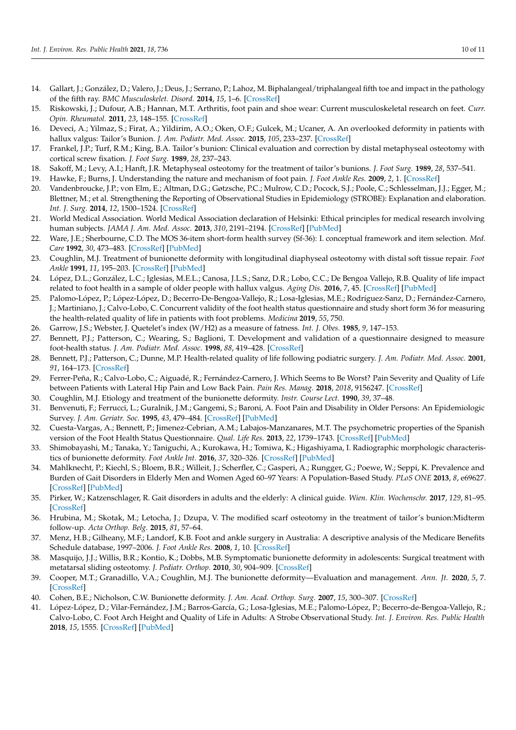14. Gallart, J.; González, D.; Valero, J.; Deus, J.; Serrano, P.; Lahoz, M. Biphalangeal/triphalangeal fifth toe and impact in the pathology of the fifth ray. *BMC Musculoskelet. Disord.* **2014**, *15*, 1–6. [CrossRef]
15. Riskowski, J.; Dufour, A.B.; Hannan, M.T. Arthritis, foot pain and shoe wear: Current musculoskeletal research on feet. *Curr. Opin. Rheumatol.* **2011**, *23*, 148–155. [CrossRef]
16. Deveci, A.; Yilmaz, S.; Firat, A.; Yildirim, A.O.; Oken, O.F.; Gulcek, M.; Ucaner, A. An overlooked deformity in patients with hallux valgus: Tailor's Bunion. *J. Am. Podiatr. Med. Assoc.* **2015**, *105*, 233–237. [CrossRef]
17. Frankel, J.P.; Turf, R.M.; King, B.A. Tailor's bunion: Clinical evaluation and correction by distal metaphyseal osteotomy with cortical screw fixation. *J. Foot Surg.* **1989**, *28*, 237–243.
18. Sakoff, M.; Levy, A.I.; Hanft, J.R. Metaphyseal osteotomy for the treatment of tailor's bunions. *J. Foot Surg.* **1989**, *28*, 537–541.
19. Hawke, F.; Burns, J. Understanding the nature and mechanism of foot pain. *J. Foot Ankle Res.* **2009**, *2*, 1. [CrossRef]
20. Vandenbroucke, J.P.; von Elm, E.; Altman, D.G.; Gøtzsche, P.C.; Mulrow, C.D.; Pocock, S.J.; Poole, C.; Schlesselman, J.J.; Egger, M.; Blettner, M.; et al. Strengthening the Reporting of Observational Studies in Epidemiology (STROBE): Explanation and elaboration. *Int. J. Surg.* **2014**, *12*, 1500–1524. [CrossRef]
21. World Medical Association. World Medical Association declaration of Helsinki: Ethical principles for medical research involving human subjects. *JAMA J. Am. Med. Assoc.* **2013**, *310*, 2191–2194. [CrossRef] [PubMed]
22. Ware, J.E.; Sherbourne, C.D. The MOS 36-item short-form health survey (Sf-36): I. conceptual framework and item selection. *Med. Care* **1992**, *30*, 473–483. [CrossRef] [PubMed]
23. Coughlin, M.J. Treatment of bunionette deformity with longitudinal diaphyseal osteotomy with distal soft tissue repair. *Foot Ankle* **1991**, *11*, 195–203. [CrossRef] [PubMed]
24. López, D.L.; González, L.C.; Iglesias, M.E.L.; Canosa, J.L.S.; Sanz, D.R.; Lobo, C.C.; De Bengoa Vallejo, R.B. Quality of life impact related to foot health in a sample of older people with hallux valgus. *Aging Dis.* **2016**, *7*, 45. [CrossRef] [PubMed]
25. Palomo-López, P.; López-López, D.; Becerro-De-Bengoa-Vallejo, R.; Losa-Iglesias, M.E.; Rodríguez-Sanz, D.; Fernández-Carnero, J.; Martiniano, J.; Calvo-Lobo, C. Concurrent validity of the foot health status questionnaire and study short form 36 for measuring the health-related quality of life in patients with foot problems. *Medicina* **2019**, *55*, 750.
26. Garrow, J.S.; Webster, J. Quetelet's index (W/H2) as a measure of fatness. *Int. J. Obes.* **1985**, *9*, 147–153.
27. Bennett, P.J.; Patterson, C.; Wearing, S.; Baglioni, T. Development and validation of a questionnaire designed to measure foot-health status. *J. Am. Podiatr. Med. Assoc.* **1998**, *88*, 419–428. [CrossRef]
28. Bennett, P.J.; Patterson, C.; Dunne, M.P. Health-related quality of life following podiatric surgery. *J. Am. Podiatr. Med. Assoc.* **2001**, *91*, 164–173. [CrossRef]
29. Ferrer-Peña, R.; Calvo-Lobo, C.; Aiguadé, R.; Fernández-Carnero, J. Which Seems to Be Worst? Pain Severity and Quality of Life between Patients with Lateral Hip Pain and Low Back Pain. *Pain Res. Manag.* **2018**, *2018*, 9156247. [CrossRef]
30. Coughlin, M.J. Etiology and treatment of the bunionette deformity. *Instr. Course Lect.* **1990**, *39*, 37–48.
31. Benvenuti, F.; Ferrucci, L.; Guralnik, J.M.; Gangemi, S.; Baroni, A. Foot Pain and Disability in Older Persons: An Epidemiologic Survey. *J. Am. Geriatr. Soc.* **1995**, *43*, 479–484. [CrossRef] [PubMed]
32. Cuesta-Vargas, A.; Bennett, P.; Jimenez-Cebrian, A.M.; Labajos-Manzanares, M.T. The psychometric properties of the Spanish version of the Foot Health Status Questionnaire. *Qual. Life Res.* **2013**, *22*, 1739–1743. [CrossRef] [PubMed]
33. Shimobayashi, M.; Tanaka, Y.; Taniguchi, A.; Kurokawa, H.; Tomiwa, K.; Higashiyama, I. Radiographic morphologic characteristics of bunionette deformity. *Foot Ankle Int.* **2016**, *37*, 320–326. [CrossRef] [PubMed]
34. Mahlknecht, P.; Kiechl, S.; Bloem, B.R.; Willeit, J.; Scherfler, C.; Gasperi, A.; Rungger, G.; Poewe, W.; Seppi, K. Prevalence and Burden of Gait Disorders in Elderly Men and Women Aged 60–97 Years: A Population-Based Study. *PLoS ONE* **2013**, *8*, e69627. [CrossRef] [PubMed]
35. Pirker, W.; Katzenschlager, R. Gait disorders in adults and the elderly: A clinical guide. *Wien. Klin. Wochenschr.* **2017**, *129*, 81–95. [CrossRef]
36. Hrubina, M.; Skotak, M.; Letocha, J.; Dzupa, V. The modified scarf osteotomy in the treatment of tailor's bunion:Midterm follow-up. *Acta Orthop. Belg.* **2015**, *81*, 57–64.
37. Menz, H.B.; Gilheany, M.F.; Landorf, K.B. Foot and ankle surgery in Australia: A descriptive analysis of the Medicare Benefits Schedule database, 1997–2006. *J. Foot Ankle Res.* **2008**, *1*, 10. [CrossRef]
38. Masquijo, J.J.; Willis, B.R.; Kontio, K.; Dobbs, M.B. Symptomatic bunionette deformity in adolescents: Surgical treatment with metatarsal sliding osteotomy. *J. Pediatr. Orthop.* **2010**, *30*, 904–909. [CrossRef]
39. Cooper, M.T.; Granadillo, V.A.; Coughlin, M.J. The bunionette deformity—Evaluation and management. *Ann. Jt.* **2020**, *5*, 7. [CrossRef]
40. Cohen, B.E.; Nicholson, C.W. Bunionette deformity. *J. Am. Acad. Orthop. Surg.* **2007**, *15*, 300–307. [CrossRef]
41. López-López, D.; Vilar-Fernández, J.M.; Barros-García, G.; Losa-Iglesias, M.E.; Palomo-López, P.; Becerro-de-Bengoa-Vallejo, R.; Calvo-Lobo, C. Foot Arch Height and Quality of Life in Adults: A Strobe Observational Study. *Int. J. Environ. Res. Public Health* **2018**, *15*, 1555. [CrossRef] [PubMed]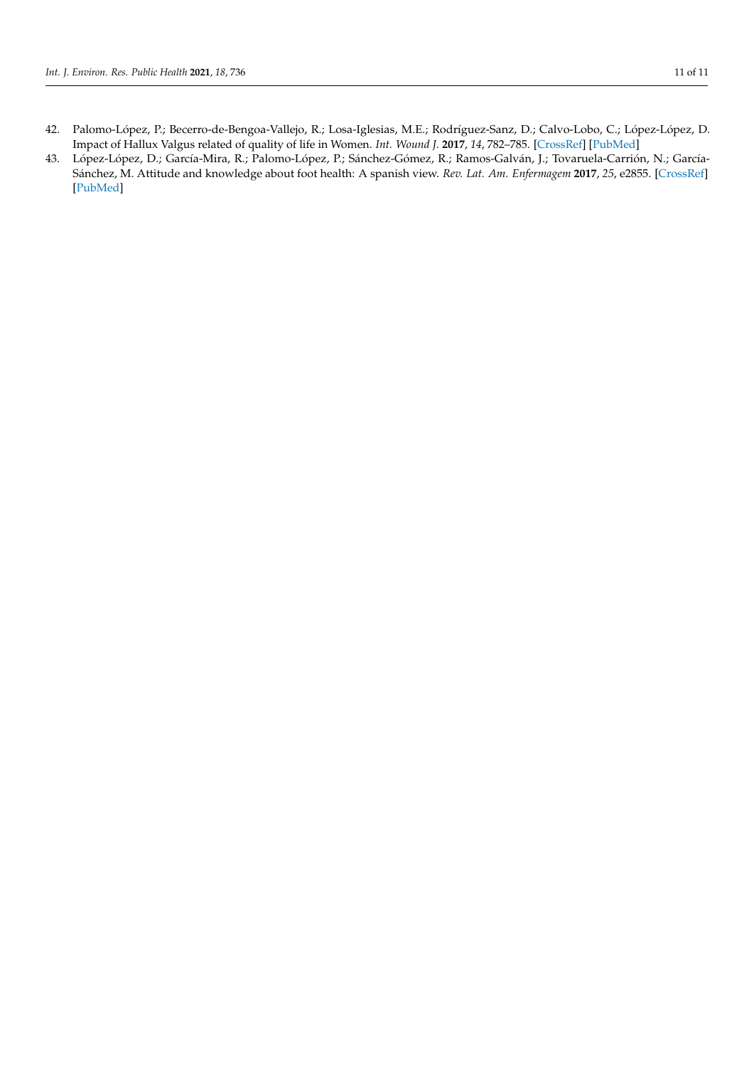42. Palomo-López, P.; Becerro-de-Bengoa-Vallejo, R.; Losa-Iglesias, M.E.; Rodríguez-Sanz, D.; Calvo-Lobo, C.; López-López, D. Impact of Hallux Valgus related of quality of life in Women. *Int. Wound J.* **2017**, *14*, 782–785. [CrossRef] [PubMed]
43. López-López, D.; García-Mira, R.; Palomo-López, P.; Sánchez-Gómez, R.; Ramos-Galván, J.; Tovaruela-Carrión, N.; García-Sánchez, M. Attitude and knowledge about foot health: A spanish view. *Rev. Lat. Am. Enfermagem* **2017**, *25*, e2855. [CrossRef] [PubMed]